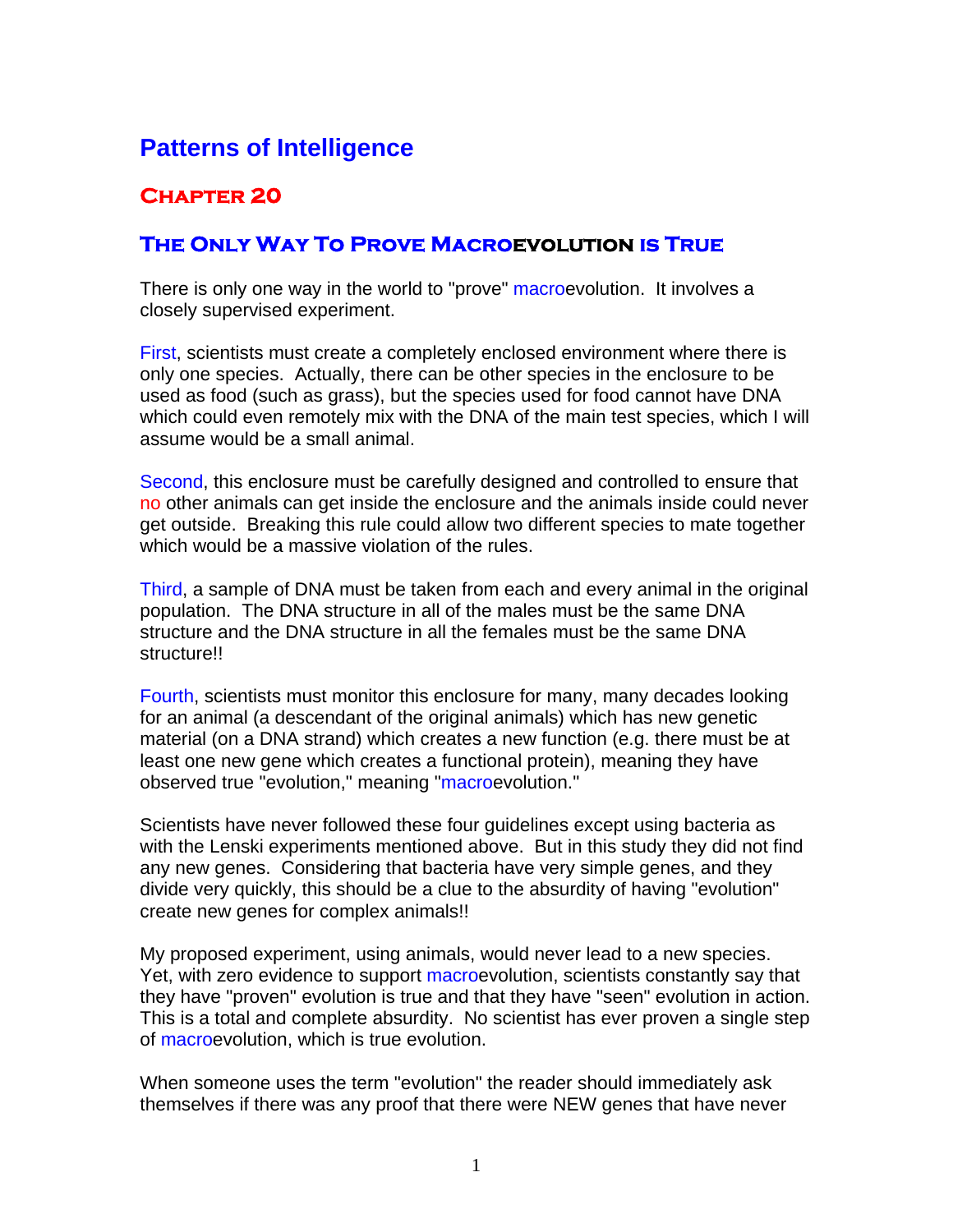# Patterns of Intelligence

## Chapter 20

### The Only Way To Prove Macroevolution is True

There is only one way in the world to "prove" macroevolution. It involves a closely supervised experiment.

First, scientists must create a completely enclosed environment where there is only one species. Actually, there can be other species in the enclosure to be used as food (such as grass), but the species used for food cannot have DNA which could even remotely mix with the DNA of the main test species, which I will assume would be a small animal.

Second, this enclosure must be carefully designed and controlled to ensure that no other animals can get inside the enclosure and the animals inside could never get outside. Breaking this rule could allow two different species to mate together which would be a massive violation of the rules.

Third, a sample of DNA must be taken from each and every animal in the original population. The DNA structure in all of the males must be the same DNA structure and the DNA structure in all the females must be the same DNA structure!!

Fourth, scientists must monitor this enclosure for many, many decades looking for an animal (a descendant of the original animals) which has new genetic material (on a DNA strand) which creates a new function (e.g. there must be at least one new gene which creates a functional protein), meaning they have observed true "evolution," meaning "macroevolution."

Scientists have never followed these four guidelines except using bacteria as with the Lenski experiments mentioned above. But in this study they did not find any new genes. Considering that bacteria have very simple genes, and they divide very quickly, this should be a clue to the absurdity of having "evolution" create new genes for complex animals!!

My proposed experiment, using animals, would never lead to a new species. Yet, with zero evidence to support macroevolution, scientists constantly say that they have "proven" evolution is true and that they have "seen" evolution in action. This is a total and complete absurdity. No scientist has ever proven a single step of macroevolution, which is true evolution.

When someone uses the term "evolution" the reader should immediately ask themselves if there was any proof that there were NEW genes that have never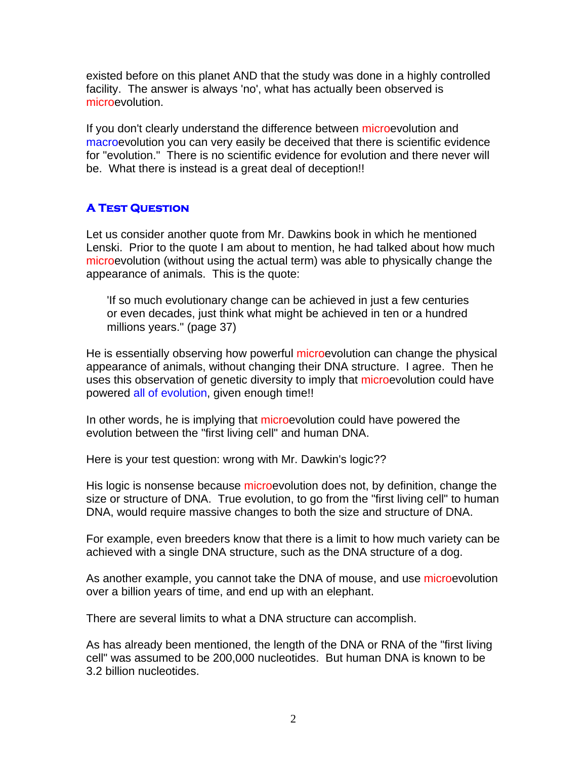existed before on this planet AND that the study was done in a highly controlled facility. The answer is always 'no', what has actually been observed is microevolution.

If you don't clearly understand the difference between microevolution and macroevolution you can very easily be deceived that there is scientific evidence for "evolution." There is no scientific evidence for evolution and there never will be. What there is instead is a great deal of deception!!

## A Test Question

Let us consider another quote from Mr. Dawkins book in which he mentioned Lenski. Prior to the quote I am about to mention, he had talked about how much microevolution (without using the actual term) was able to physically change the appearance of animals. This is the quote:

> 'If so much evolutionary change can be achieved in just a few centuries or even decades, just think what might be achieved in ten or a hundred millions years." (page 37)

He is essentially observing how powerful microevolution can change the physical appearance of animals, without changing their DNA structure. I agree. Then he uses this observation of genetic diversity to imply that microevolution could have powered all of evolution, given enough time!!

In other words, he is implying that microevolution could have powered the evolution between the "first living cell" and human DNA.

Here is your test question: wrong with Mr. Dawkin's logic??

His logic is nonsense because microevolution does not, by definition, change the size or structure of DNA. True evolution, to go from the "first living cell" to human DNA, would require massive changes to both the size and structure of DNA.

For example, even breeders know that there is a limit to how much variety can be achieved with a single DNA structure, such as the DNA structure of a dog.

As another example, you cannot take the DNA of mouse, and use microevolution over a billion years of time, and end up with an elephant.

There are several limits to what a DNA structure can accomplish.

As has already been mentioned, the length of the DNA or RNA of the "first living cell" was assumed to be 200,000 nucleotides. But human DNA is known to be 3.2 billion nucleotides.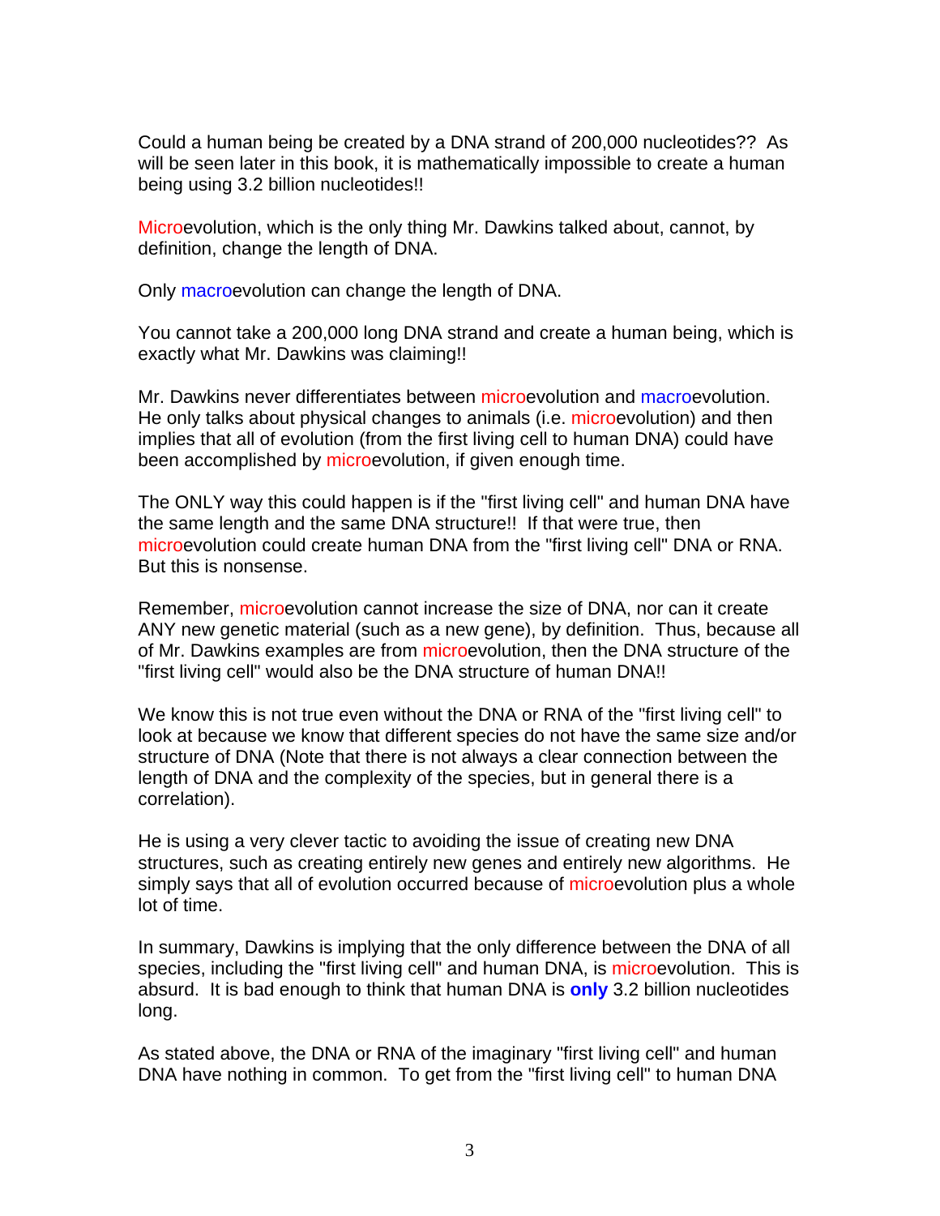Could a human being be created by a DNA strand of 200,000 nucleotides?? As will be seen later in this book, it is mathematically impossible to create a human being using 3.2 billion nucleotides!!

Microevolution, which is the only thing Mr. Dawkins talked about, cannot, by definition, change the length of DNA.

Only macroevolution can change the length of DNA.

You cannot take a 200,000 long DNA strand and create a human being, which is exactly what Mr. Dawkins was claiming!!

Mr. Dawkins never differentiates between microevolution and macroevolution. He only talks about physical changes to animals (i.e. microevolution) and then implies that all of evolution (from the first living cell to human DNA) could have been accomplished by microevolution, if given enough time.

The ONLY way this could happen is if the "first living cell" and human DNA have the same length and the same DNA structure!! If that were true, then microevolution could create human DNA from the "first living cell" DNA or RNA. But this is nonsense.

Remember, microevolution cannot increase the size of DNA, nor can it create ANY new genetic material (such as a new gene), by definition. Thus, because all of Mr. Dawkins examples are from microevolution, then the DNA structure of the "first living cell" would also be the DNA structure of human DNA!!

We know this is not true even without the DNA or RNA of the "first living cell" to look at because we know that different species do not have the same size and/or structure of DNA (Note that there is not always a clear connection between the length of DNA and the complexity of the species, but in general there is a correlation).

He is using a very clever tactic to avoiding the issue of creating new DNA structures, such as creating entirely new genes and entirely new algorithms. He simply says that all of evolution occurred because of microevolution plus a whole lot of time.

In summary, Dawkins is implying that the only difference between the DNA of all species, including the "first living cell" and human DNA, is microevolution. This is absurd. It is bad enough to think that human DNA is **only** 3.2 billion nucleotides long.

As stated above, the DNA or RNA of the imaginary "first living cell" and human DNA have nothing in common. To get from the "first living cell" to human DNA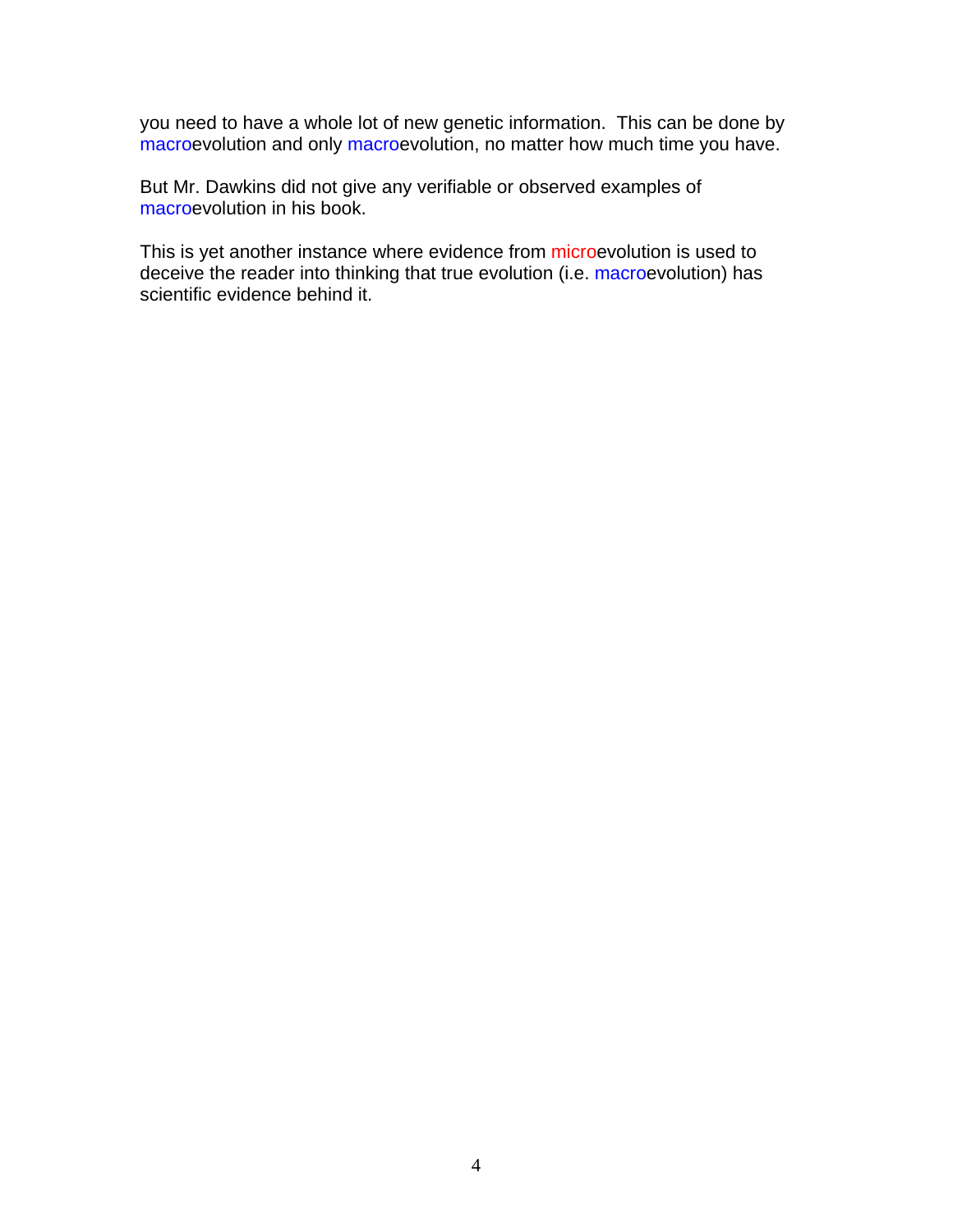you need to have a whole lot of new genetic information. This can be done by macroevolution and only macroevolution, no matter how much time you have.

But Mr. Dawkins did not give any verifiable or observed examples of macroevolution in his book.

This is yet another instance where evidence from microevolution is used to deceive the reader into thinking that true evolution (i.e. macroevolution) has scientific evidence behind it.